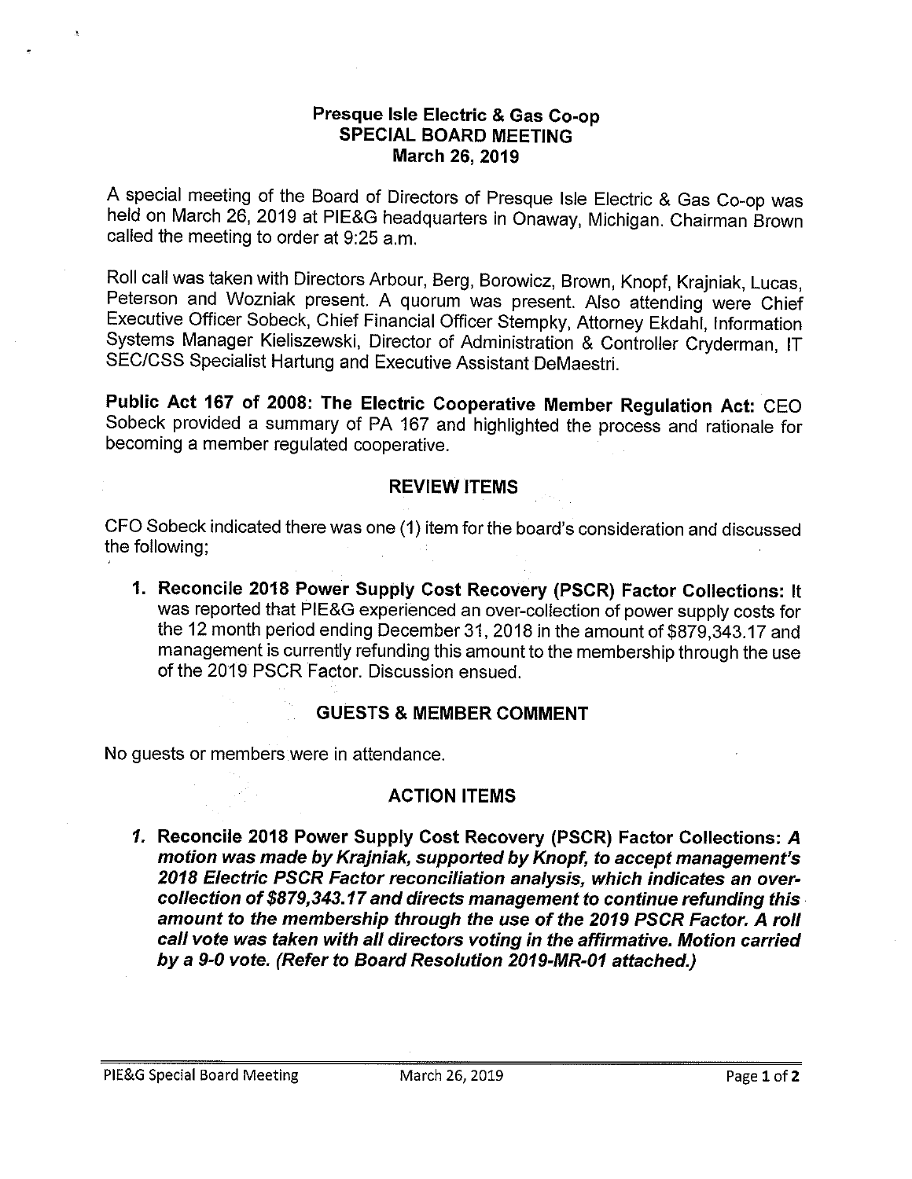# Presque Isle Electric & Gas Co-op
## SPECIAL BOARD MEETING
### March 26, 2019

A special meeting of the Board of Directors of Presque Isle Electric & Gas Co-op was held on March 26, 2019 at PIE&G headquarters in Onaway, Michigan. Chairman Brown called the meeting to order at 9:25 a.m.

Roll call was taken with Directors Arbour, Berg, Borowicz, Brown, Knopf, Krajniak, Lucas, Peterson and Wozniak present. A quorum was present. Also attending were Chief Executive Officer Sobeck, Chief Financial Officer Stempky, Attorney Ekdahl, Information Systems Manager Kieliszewski, Director of Administration & Controller Cryderman, IT SEC/CSS Specialist Hartung and Executive Assistant DeMaestri.

**Public Act 167 of 2008: The Electric Cooperative Member Regulation Act:** CEO Sobeck provided a summary of PA 167 and highlighted the process and rationale for becoming a member regulated cooperative.

## REVIEW ITEMS

CFO Sobeck indicated there was one (1) item for the board's consideration and discussed the following;

1. **Reconcile 2018 Power Supply Cost Recovery (PSCR) Factor Collections:** It was reported that PIE&G experienced an over-collection of power supply costs for the 12 month period ending December 31, 2018 in the amount of $879,343.17 and management is currently refunding this amount to the membership through the use of the 2019 PSCR Factor. Discussion ensued.

## GUESTS & MEMBER COMMENT

No guests or members were in attendance.

## ACTION ITEMS

1. **Reconcile 2018 Power Supply Cost Recovery (PSCR) Factor Collections:** ***A motion was made by Krajniak, supported by Knopf, to accept management's 2018 Electric PSCR Factor reconciliation analysis, which indicates an over-collection of $879,343.17 and directs management to continue refunding this amount to the membership through the use of the 2019 PSCR Factor. A roll call vote was taken with all directors voting in the affirmative. Motion carried by a 9-0 vote. (Refer to Board Resolution 2019-MR-01 attached.)***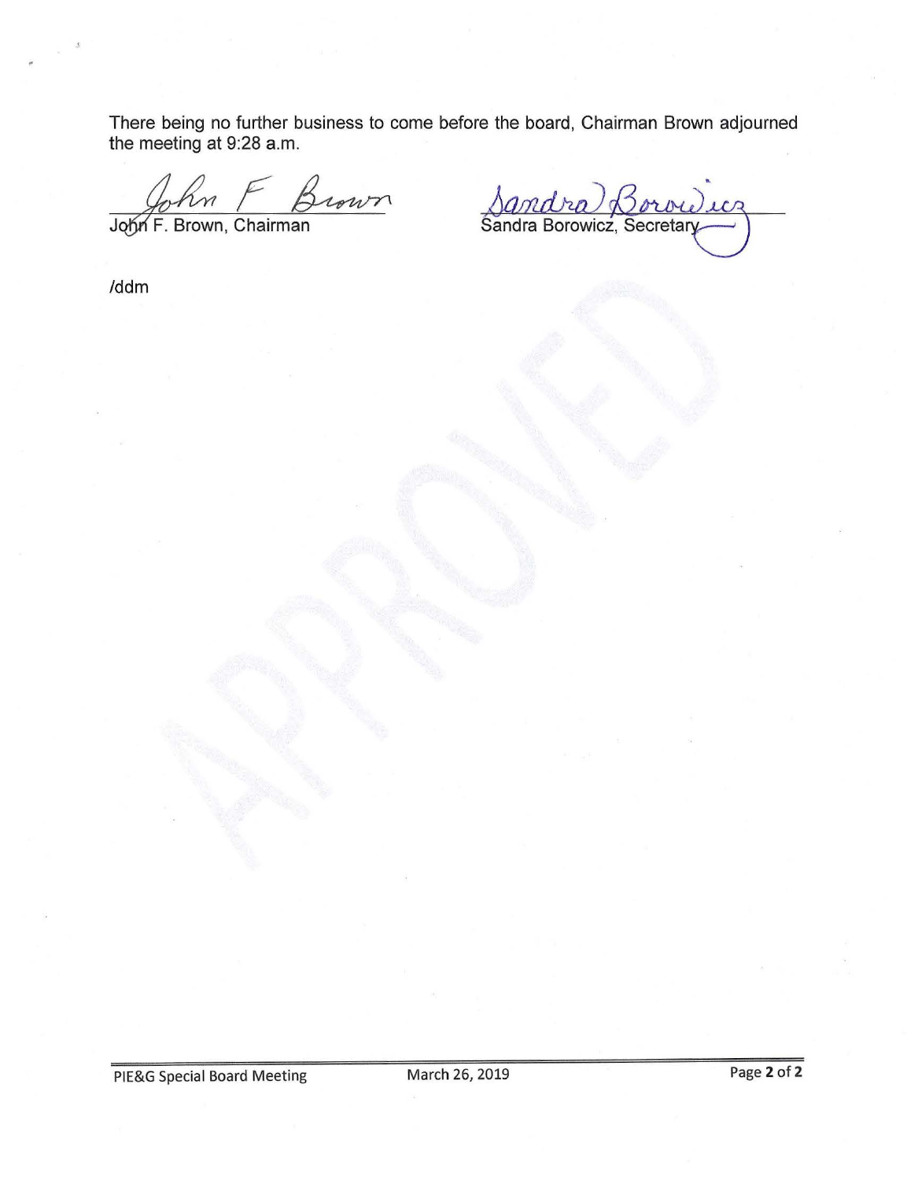There being no further business to come before the board, Chairman Brown adjourned the meeting at 9:28 a.m.

John F. Brown, Chairman

Sandra Borowicz, Secretary

/ddm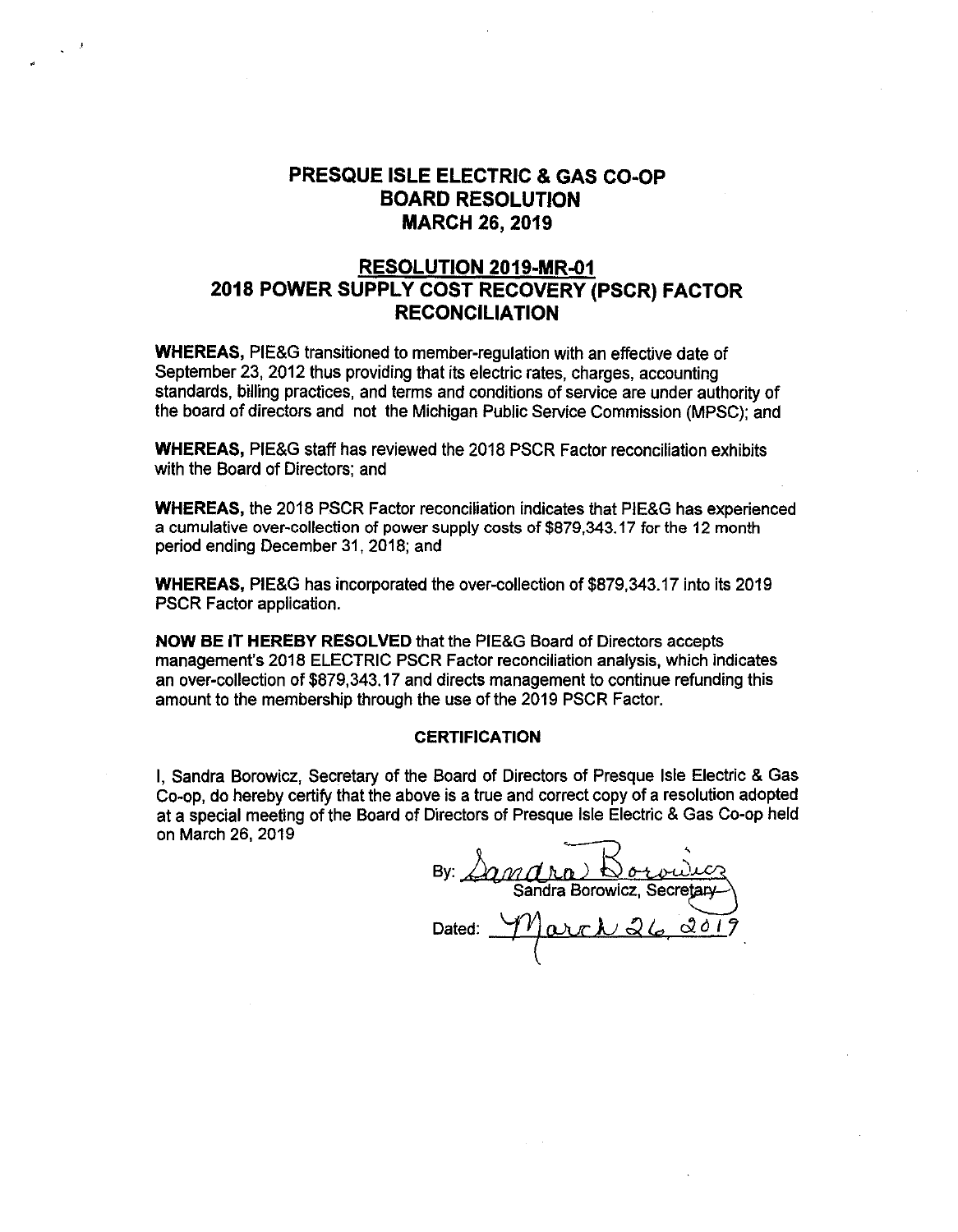# PRESQUE ISLE ELECTRIC & GAS CO-OP
# BOARD RESOLUTION
# MARCH 26, 2019

## RESOLUTION 2019-MR-01
## 2018 POWER SUPPLY COST RECOVERY (PSCR) FACTOR RECONCILIATION

**WHEREAS,** PIE&G transitioned to member-regulation with an effective date of September 23, 2012 thus providing that its electric rates, charges, accounting standards, billing practices, and terms and conditions of service are under authority of the board of directors and not the Michigan Public Service Commission (MPSC); and

**WHEREAS,** PIE&G staff has reviewed the 2018 PSCR Factor reconciliation exhibits with the Board of Directors; and

**WHEREAS,** the 2018 PSCR Factor reconciliation indicates that PIE&G has experienced a cumulative over-collection of power supply costs of $879,343.17 for the 12 month period ending December 31, 2018; and

**WHEREAS,** PIE&G has incorporated the over-collection of $879,343.17 into its 2019 PSCR Factor application.

**NOW BE IT HEREBY RESOLVED** that the PIE&G Board of Directors accepts management's 2018 ELECTRIC PSCR Factor reconciliation analysis, which indicates an over-collection of $879,343.17 and directs management to continue refunding this amount to the membership through the use of the 2019 PSCR Factor.

**CERTIFICATION**

I, Sandra Borowicz, Secretary of the Board of Directors of Presque Isle Electric & Gas Co-op, do hereby certify that the above is a true and correct copy of a resolution adopted at a special meeting of the Board of Directors of Presque Isle Electric & Gas Co-op held on March 26, 2019

By: Sandra Borowicz
Sandra Borowicz, Secretary

Dated: March 26, 2019